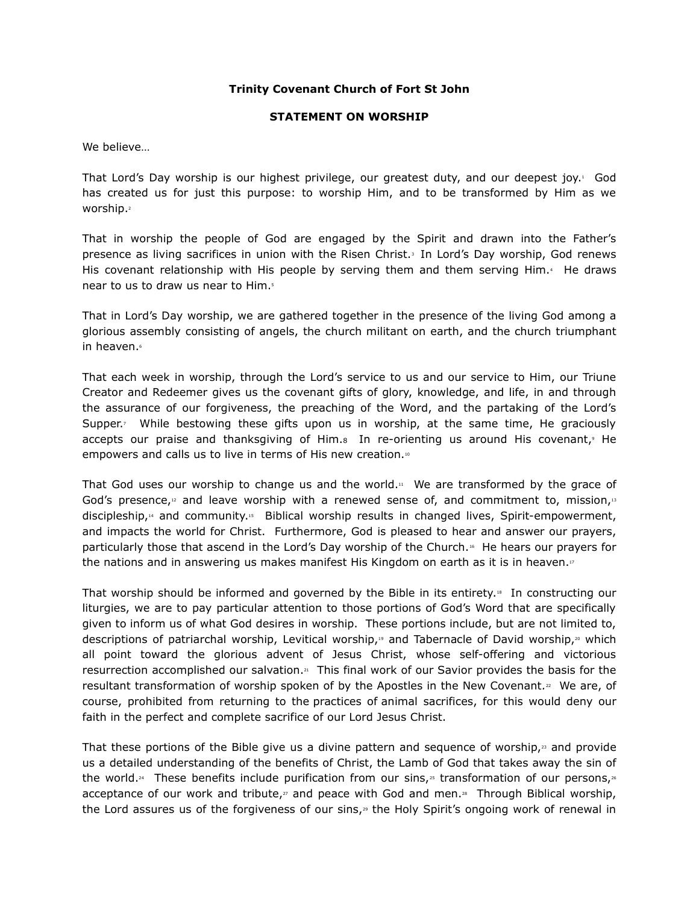**Trinity Covenant Church of Fort St John**

**STATEMENT ON WORSHIP**

We believe…

That Lord's Day worship is our highest privilege, our greatest duty, and our deepest joy.[1] God has created us for just this purpose: to worship Him, and to be transformed by Him as we worship.[2]

That in worship the people of God are engaged by the Spirit and drawn into the Father's presence as living sacrifices in union with the Risen Christ.[3] In Lord's Day worship, God renews His covenant relationship with His people by serving them and them serving Him.[4] He draws near to us to draw us near to Him.[5]

That in Lord's Day worship, we are gathered together in the presence of the living God among a glorious assembly consisting of angels, the church militant on earth, and the church triumphant in heaven.[6]

That each week in worship, through the Lord's service to us and our service to Him, our Triune Creator and Redeemer gives us the covenant gifts of glory, knowledge, and life, in and through the assurance of our forgiveness, the preaching of the Word, and the partaking of the Lord's Supper.[7] While bestowing these gifts upon us in worship, at the same time, He graciously accepts our praise and thanksgiving of Him.[8] In re-orienting us around His covenant,[9] He empowers and calls us to live in terms of His new creation.[10]

That God uses our worship to change us and the world.[11] We are transformed by the grace of God's presence,[12] and leave worship with a renewed sense of, and commitment to, mission,[13] discipleship,[14] and community.[15] Biblical worship results in changed lives, Spirit-empowerment, and impacts the world for Christ. Furthermore, God is pleased to hear and answer our prayers, particularly those that ascend in the Lord's Day worship of the Church.[16] He hears our prayers for the nations and in answering us makes manifest His Kingdom on earth as it is in heaven.[17]

That worship should be informed and governed by the Bible in its entirety.[18] In constructing our liturgies, we are to pay particular attention to those portions of God's Word that are specifically given to inform us of what God desires in worship. These portions include, but are not limited to, descriptions of patriarchal worship, Levitical worship,[19] and Tabernacle of David worship,[20] which all point toward the glorious advent of Jesus Christ, whose self-offering and victorious resurrection accomplished our salvation.[21] This final work of our Savior provides the basis for the resultant transformation of worship spoken of by the Apostles in the New Covenant.[22] We are, of course, prohibited from returning to the practices of animal sacrifices, for this would deny our faith in the perfect and complete sacrifice of our Lord Jesus Christ.

That these portions of the Bible give us a divine pattern and sequence of worship,[23] and provide us a detailed understanding of the benefits of Christ, the Lamb of God that takes away the sin of the world.[24] These benefits include purification from our sins,[25] transformation of our persons,[26] acceptance of our work and tribute,[27] and peace with God and men.[28] Through Biblical worship, the Lord assures us of the forgiveness of our sins,[29] the Holy Spirit's ongoing work of renewal in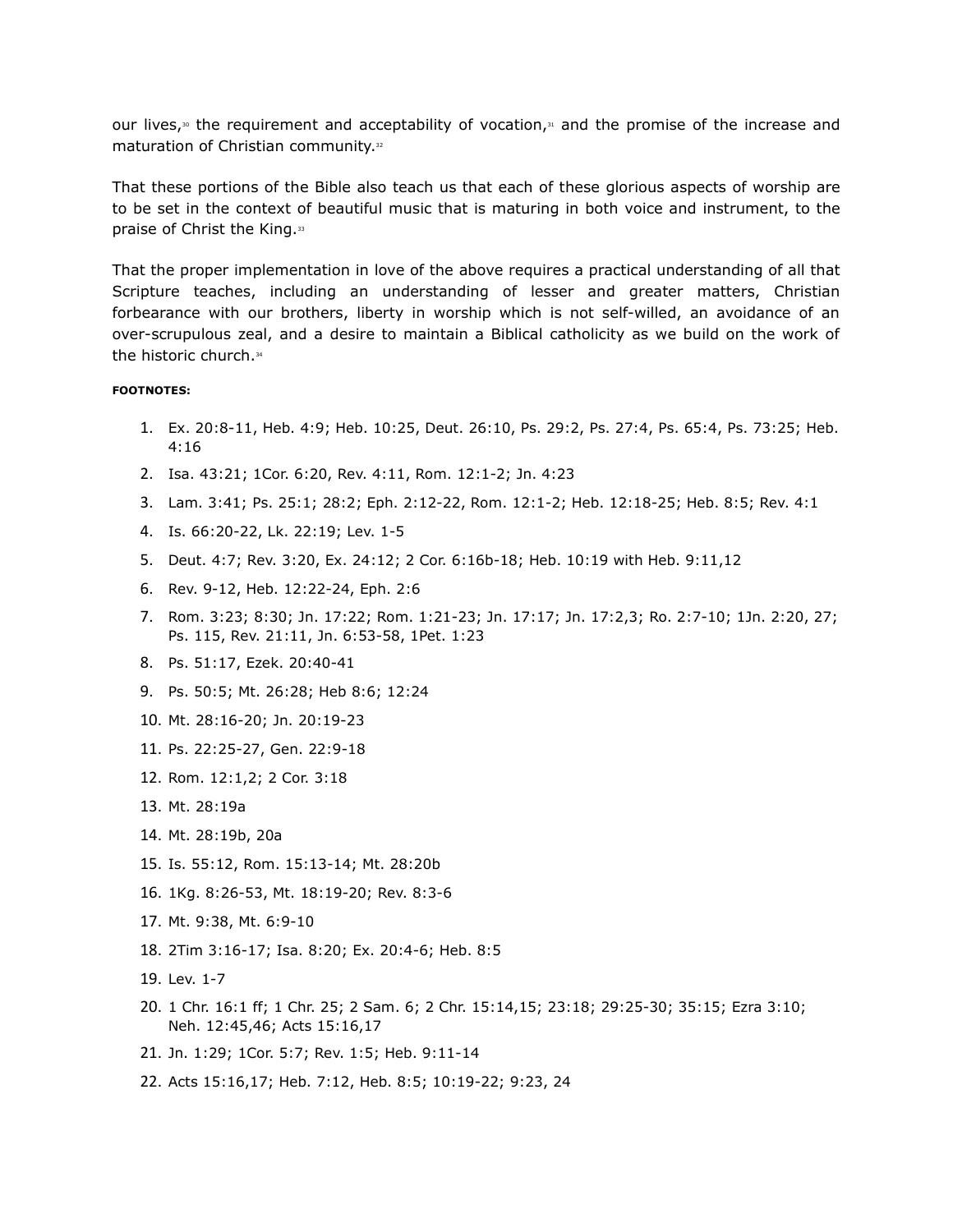our lives,[30] the requirement and acceptability of vocation,[31] and the promise of the increase and maturation of Christian community.[32]

That these portions of the Bible also teach us that each of these glorious aspects of worship are to be set in the context of beautiful music that is maturing in both voice and instrument, to the praise of Christ the King.[33]

That the proper implementation in love of the above requires a practical understanding of all that Scripture teaches, including an understanding of lesser and greater matters, Christian forbearance with our brothers, liberty in worship which is not self-willed, an avoidance of an over-scrupulous zeal, and a desire to maintain a Biblical catholicity as we build on the work of the historic church.[34]

**FOOTNOTES:**

1. Ex. 20:8-11, Heb. 4:9; Heb. 10:25, Deut. 26:10, Ps. 29:2, Ps. 27:4, Ps. 65:4, Ps. 73:25; Heb. 4:16
2. Isa. 43:21; 1Cor. 6:20, Rev. 4:11, Rom. 12:1-2; Jn. 4:23
3. Lam. 3:41; Ps. 25:1; 28:2; Eph. 2:12-22, Rom. 12:1-2; Heb. 12:18-25; Heb. 8:5; Rev. 4:1
4. Is. 66:20-22, Lk. 22:19; Lev. 1-5
5. Deut. 4:7; Rev. 3:20, Ex. 24:12; 2 Cor. 6:16b-18; Heb. 10:19 with Heb. 9:11,12
6. Rev. 9-12, Heb. 12:22-24, Eph. 2:6
7. Rom. 3:23; 8:30; Jn. 17:22; Rom. 1:21-23; Jn. 17:17; Jn. 17:2,3; Ro. 2:7-10; 1Jn. 2:20, 27; Ps. 115, Rev. 21:11, Jn. 6:53-58, 1Pet. 1:23
8. Ps. 51:17, Ezek. 20:40-41
9. Ps. 50:5; Mt. 26:28; Heb 8:6; 12:24
10. Mt. 28:16-20; Jn. 20:19-23
11. Ps. 22:25-27, Gen. 22:9-18
12. Rom. 12:1,2; 2 Cor. 3:18
13. Mt. 28:19a
14. Mt. 28:19b, 20a
15. Is. 55:12, Rom. 15:13-14; Mt. 28:20b
16. 1Kg. 8:26-53, Mt. 18:19-20; Rev. 8:3-6
17. Mt. 9:38, Mt. 6:9-10
18. 2Tim 3:16-17; Isa. 8:20; Ex. 20:4-6; Heb. 8:5
19. Lev. 1-7
20. 1 Chr. 16:1 ff; 1 Chr. 25; 2 Sam. 6; 2 Chr. 15:14,15; 23:18; 29:25-30; 35:15; Ezra 3:10; Neh. 12:45,46; Acts 15:16,17
21. Jn. 1:29; 1Cor. 5:7; Rev. 1:5; Heb. 9:11-14
22. Acts 15:16,17; Heb. 7:12, Heb. 8:5; 10:19-22; 9:23, 24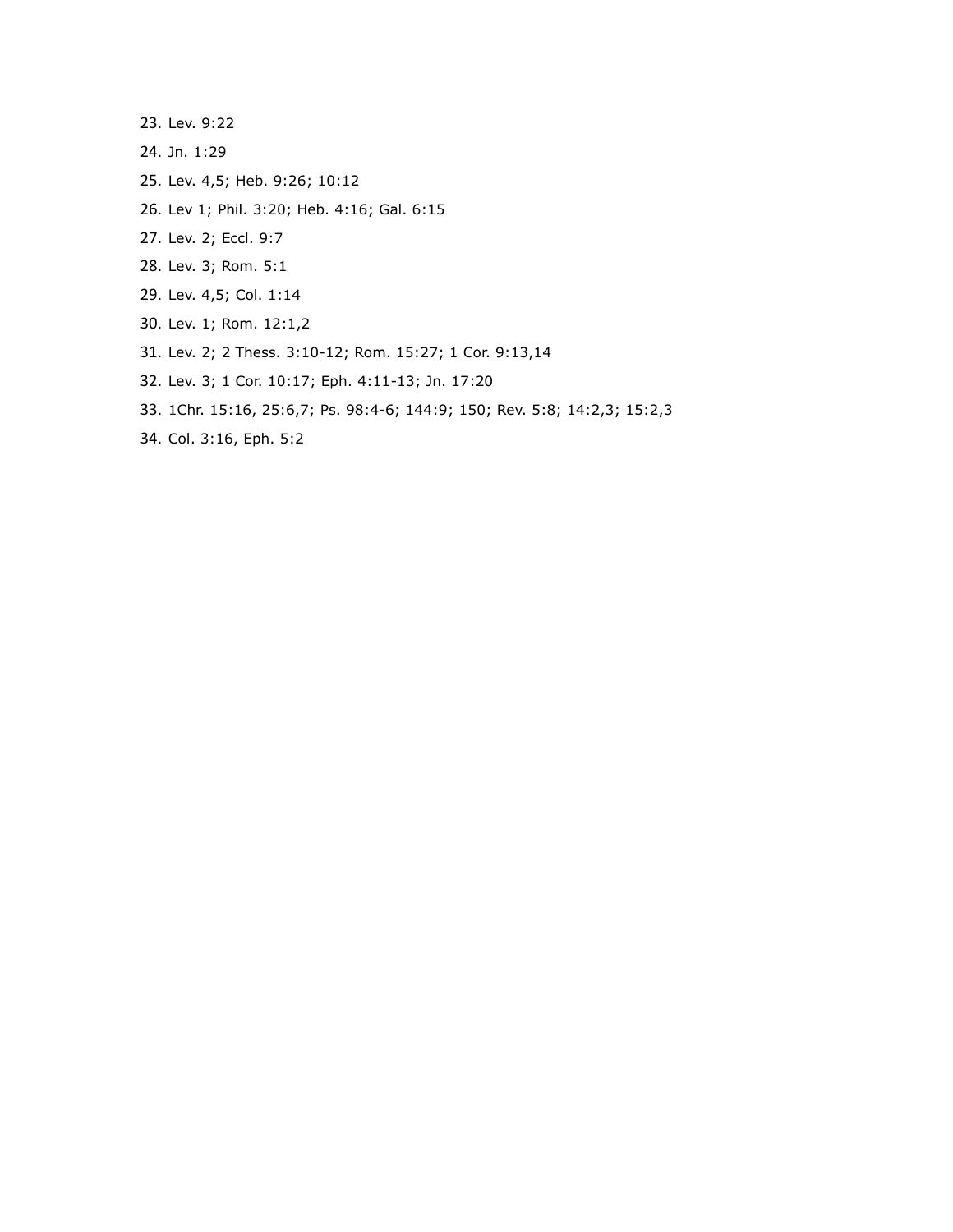23. Lev. 9:22
24. Jn. 1:29
25. Lev. 4,5; Heb. 9:26; 10:12
26. Lev 1; Phil. 3:20; Heb. 4:16; Gal. 6:15
27. Lev. 2; Eccl. 9:7
28. Lev. 3; Rom. 5:1
29. Lev. 4,5; Col. 1:14
30. Lev. 1; Rom. 12:1,2
31. Lev. 2; 2 Thess. 3:10-12; Rom. 15:27; 1 Cor. 9:13,14
32. Lev. 3; 1 Cor. 10:17; Eph. 4:11-13; Jn. 17:20
33. 1Chr. 15:16, 25:6,7; Ps. 98:4-6; 144:9; 150; Rev. 5:8; 14:2,3; 15:2,3
34. Col. 3:16, Eph. 5:2